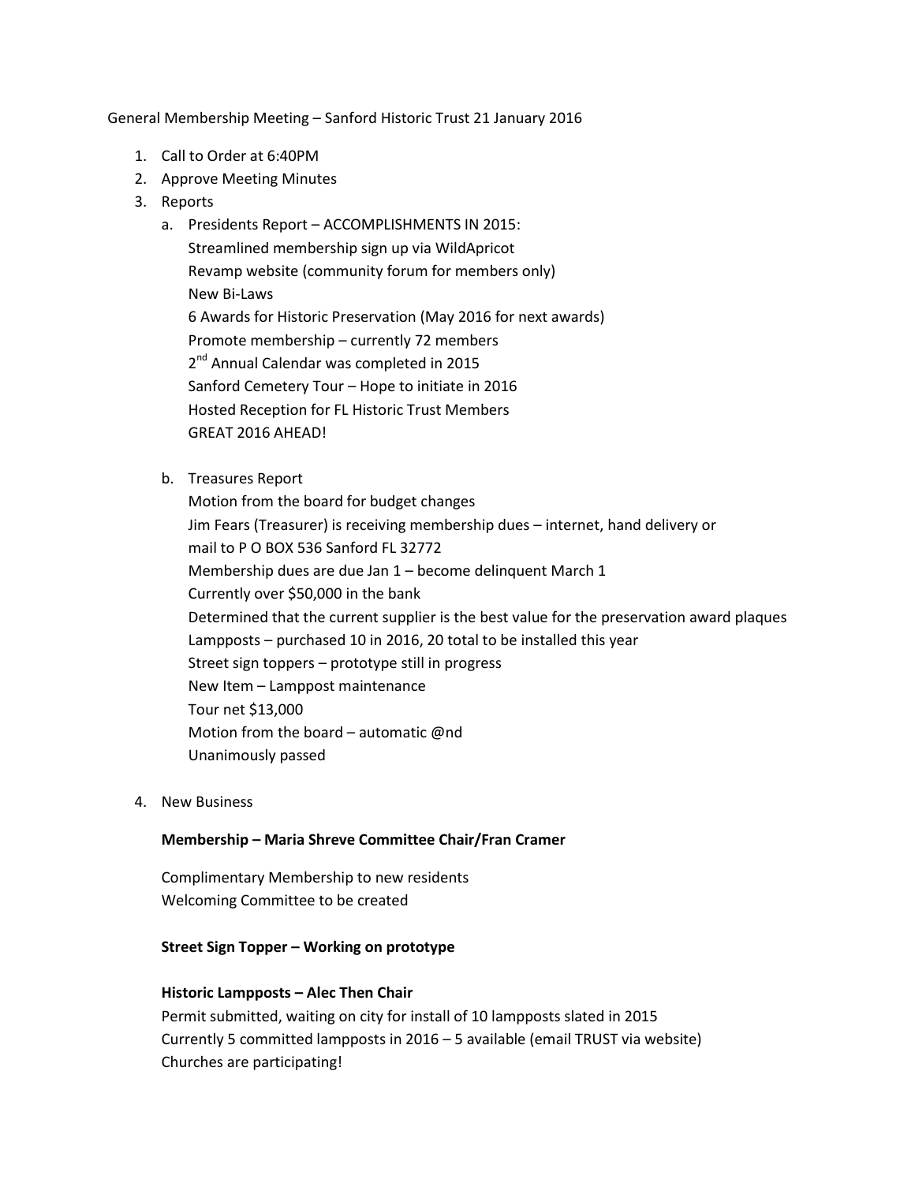General Membership Meeting – Sanford Historic Trust 21 January 2016

1. Call to Order at 6:40PM
2. Approve Meeting Minutes
3. Reports
    a. Presidents Report – ACCOMPLISHMENTS IN 2015:
       Streamlined membership sign up via WildApricot
       Revamp website (community forum for members only)
       New Bi-Laws
       6 Awards for Historic Preservation (May 2016 for next awards)
       Promote membership – currently 72 members
       2nd Annual Calendar was completed in 2015
       Sanford Cemetery Tour – Hope to initiate in 2016
       Hosted Reception for FL Historic Trust Members
       GREAT 2016 AHEAD!

    b. Treasures Report
       Motion from the board for budget changes
       Jim Fears (Treasurer) is receiving membership dues – internet, hand delivery or mail to P O BOX 536 Sanford FL 32772
       Membership dues are due Jan 1 – become delinquent March 1
       Currently over $50,000 in the bank
       Determined that the current supplier is the best value for the preservation award plaques
       Lampposts – purchased 10 in 2016, 20 total to be installed this year
       Street sign toppers – prototype still in progress
       New Item – Lamppost maintenance
       Tour net $13,000
       Motion from the board – automatic @nd
       Unanimously passed

4. New Business

**Membership – Maria Shreve Committee Chair/Fran Cramer**

Complimentary Membership to new residents
Welcoming Committee to be created

**Street Sign Topper – Working on prototype**

**Historic Lampposts – Alec Then Chair**
Permit submitted, waiting on city for install of 10 lampposts slated in 2015
Currently 5 committed lampposts in 2016 – 5 available (email TRUST via website)
Churches are participating!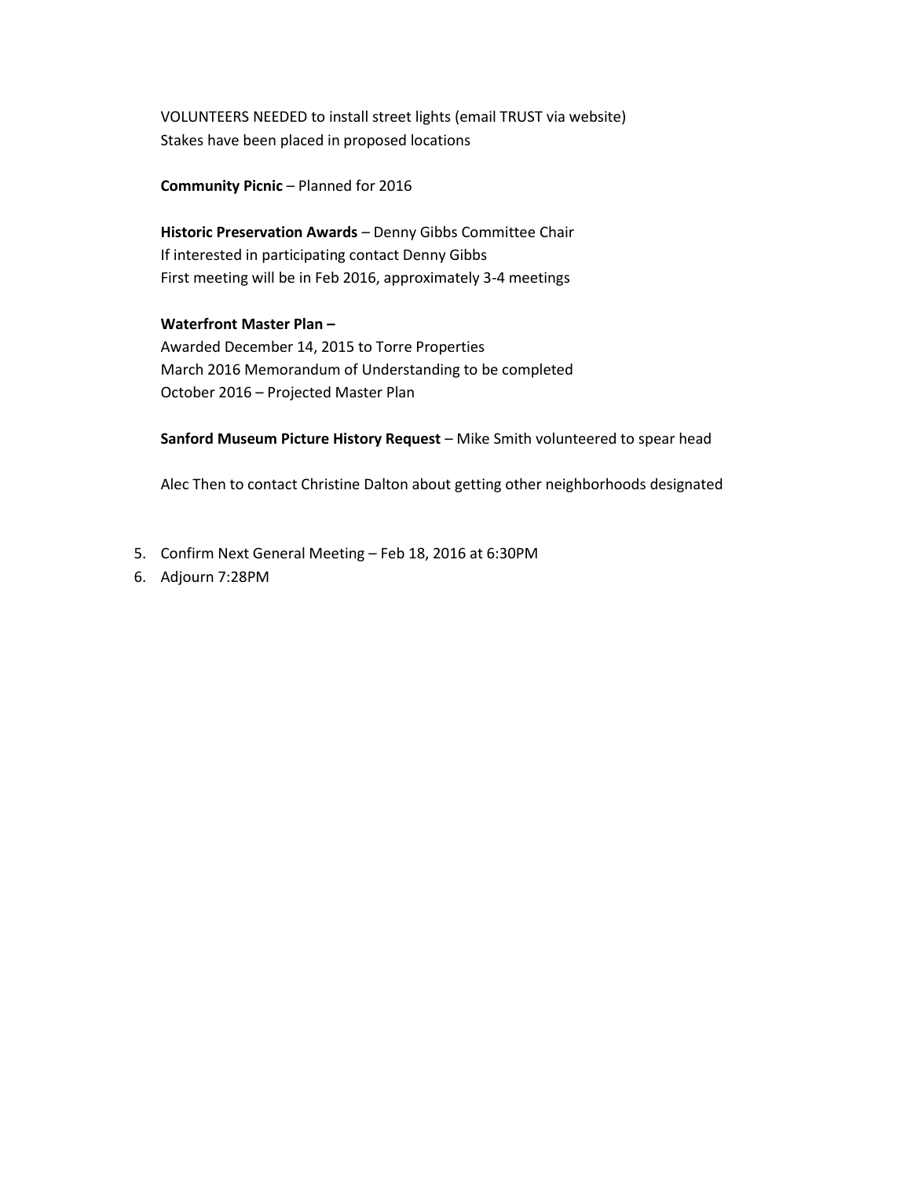VOLUNTEERS NEEDED to install street lights (email TRUST via website)
Stakes have been placed in proposed locations

**Community Picnic** – Planned for 2016

**Historic Preservation Awards** – Denny Gibbs Committee Chair
If interested in participating contact Denny Gibbs
First meeting will be in Feb 2016, approximately 3-4 meetings

**Waterfront Master Plan –**
Awarded December 14, 2015 to Torre Properties
March 2016 Memorandum of Understanding to be completed
October 2016 – Projected Master Plan

**Sanford Museum Picture History Request** – Mike Smith volunteered to spear head

Alec Then to contact Christine Dalton about getting other neighborhoods designated

5. Confirm Next General Meeting – Feb 18, 2016 at 6:30PM
6. Adjourn 7:28PM